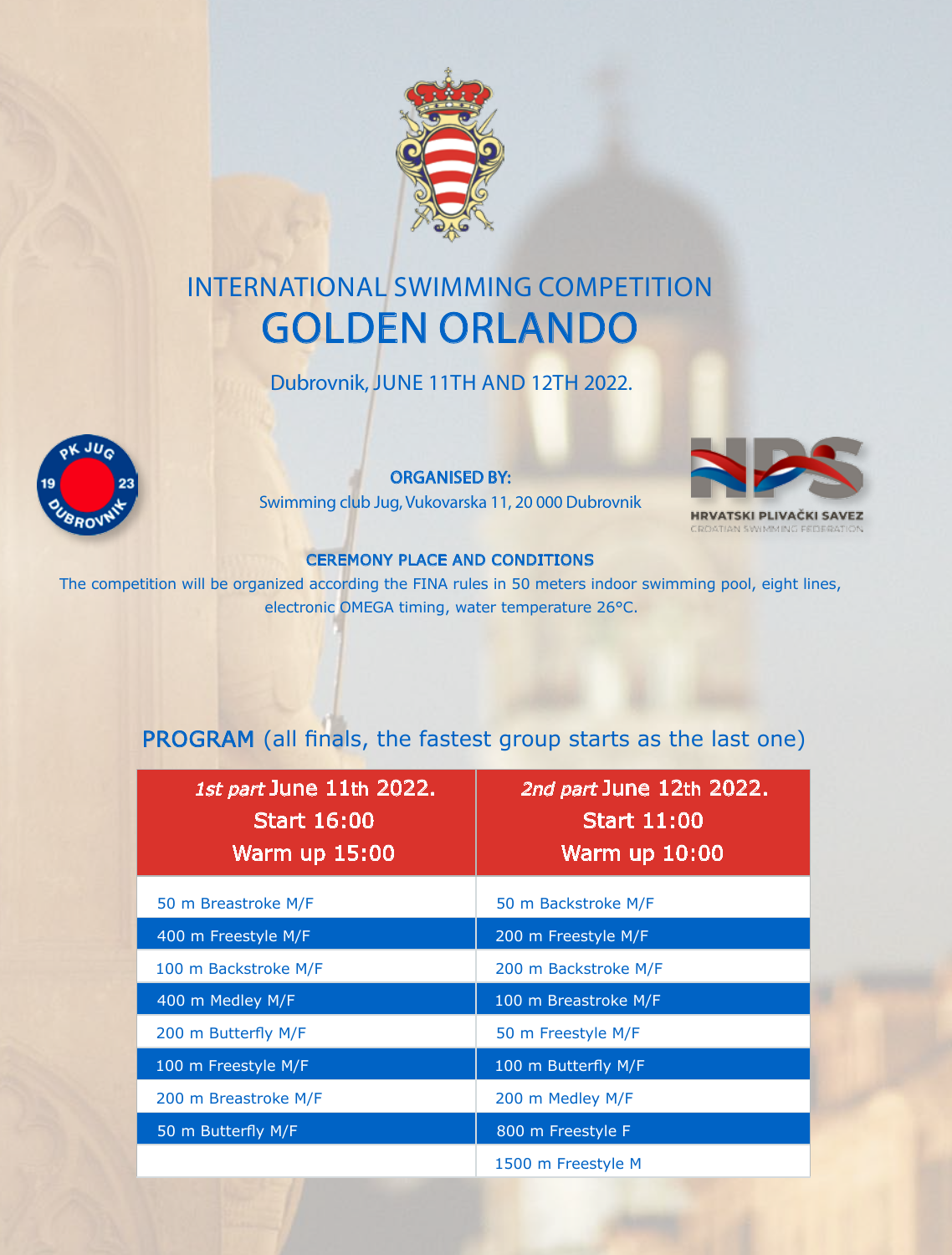INTERNATIONAL SWIMMING COMPETITION

# GOLDEN ORLANDO

Dubrovnik, JUNE 11TH AND 12TH 2022.

**ORGANISED BY:**

Swimming club Jug, Vukovarska 11, 20 000 Dubrovnik

HRVATSKI PLIVAČKI SAVEZ
CROATIAN SWIMMING FEDERATION

**CEREMONY PLACE AND CONDITIONS**

The competition will be organized according the FINA rules in 50 meters indoor swimming pool, eight lines, electronic OMEGA timing, water temperature 26°C.

## PROGRAM (all finals, the fastest group starts as the last one)

| *1st part* June 11th 2022. Start 16:00 Warm up 15:00 | *2nd part* June 12th 2022. Start 11:00 Warm up 10:00 |
| --- | --- |
| 50 m Breastroke M/F | 50 m Backstroke M/F |
| 400 m Freestyle M/F | 200 m Freestyle M/F |
| 100 m Backstroke M/F | 200 m Backstroke M/F |
| 400 m Medley M/F | 100 m Breastroke M/F |
| 200 m Butterfly M/F | 50 m Freestyle M/F |
| 100 m Freestyle M/F | 100 m Butterfly M/F |
| 200 m Breastroke M/F | 200 m Medley M/F |
| 50 m Butterfly M/F | 800 m Freestyle F |
| | 1500 m Freestyle M |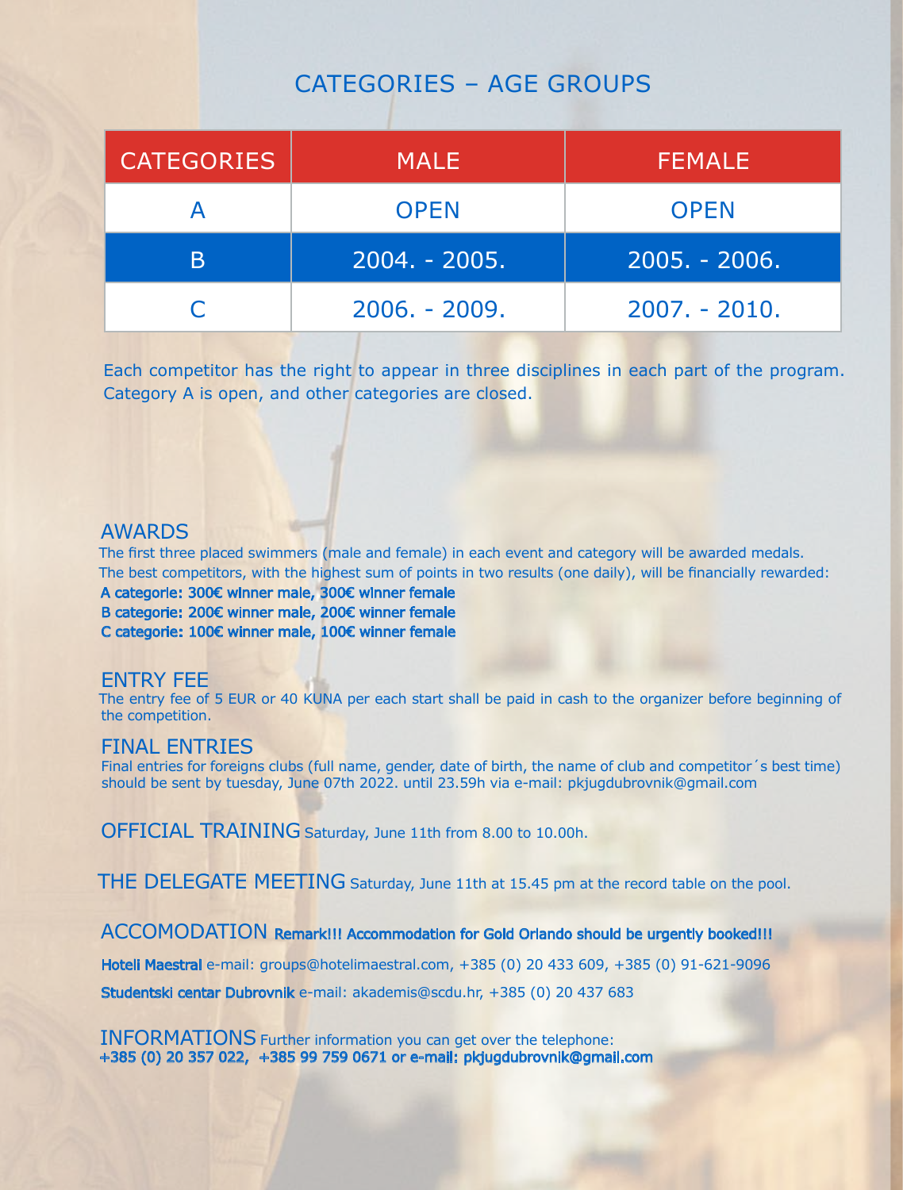## CATEGORIES – AGE GROUPS

| CATEGORIES | MALE | FEMALE |
|---|---|---|
| A | OPEN | OPEN |
| B | 2004. - 2005. | 2005. - 2006. |
| C | 2006. - 2009. | 2007. - 2010. |

Each competitor has the right to appear in three disciplines in each part of the program. Category A is open, and other categories are closed.

### AWARDS

The first three placed swimmers (male and female) in each event and category will be awarded medals.
The best competitors, with the highest sum of points in two results (one daily), will be financially rewarded:

**A categorie: 300€ winner male, 300€ winner female**
**B categorie: 200€ winner male, 200€ winner female**
**C categorie: 100€ winner male, 100€ winner female**

### ENTRY FEE

The entry fee of 5 EUR or 40 KUNA per each start shall be paid in cash to the organizer before beginning of the competition.

### FINAL ENTRIES

Final entries for foreigns clubs (full name, gender, date of birth, the name of club and competitor´s best time) should be sent by tuesday, June 07th 2022. until 23.59h via e-mail: pkjugdubrovnik@gmail.com

### OFFICIAL TRAINING

Saturday, June 11th from 8.00 to 10.00h.

### THE DELEGATE MEETING

Saturday, June 11th at 15.45 pm at the record table on the pool.

### ACCOMODATION

**Remark!!! Accommodation for Gold Orlando should be urgently booked!!!**

**Hoteli Maestral** e-mail: groups@hotelimaestral.com, +385 (0) 20 433 609, +385 (0) 91-621-9096

**Studentski centar Dubrovnik** e-mail: akademis@scdu.hr, +385 (0) 20 437 683

### INFORMATIONS

Further information you can get over the telephone:
**+385 (0) 20 357 022, +385 99 759 0671 or e-mail: pkjugdubrovnik@gmail.com**